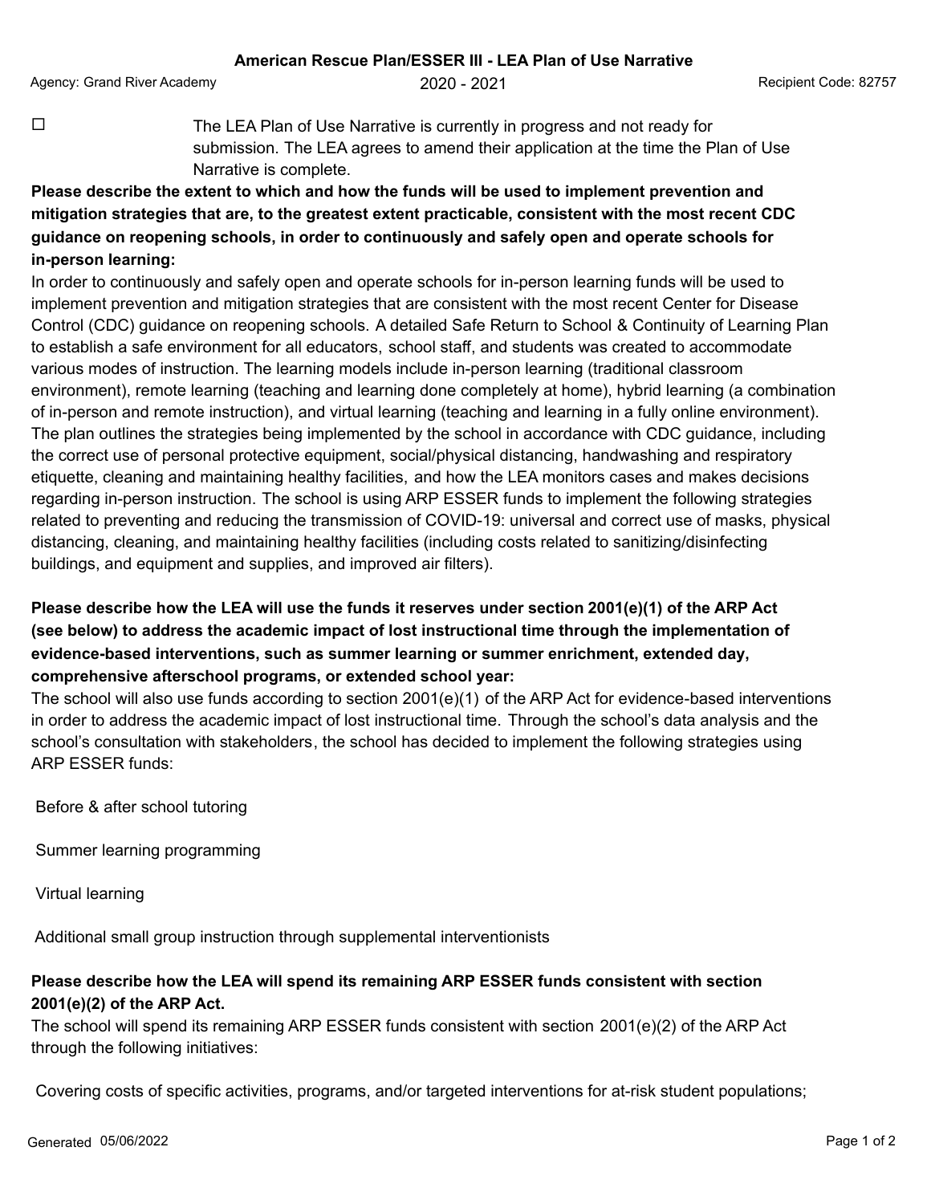**American Rescue Plan/ESSER III - LEA Plan of Use Narrative**

Agency: Grand River Academy | 2020 - 2021 | Recipient Code: 82757

☐ The LEA Plan of Use Narrative is currently in progress and not ready for submission. The LEA agrees to amend their application at the time the Plan of Use Narrative is complete.

**Please describe the extent to which and how the funds will be used to implement prevention and mitigation strategies that are, to the greatest extent practicable, consistent with the most recent CDC guidance on reopening schools, in order to continuously and safely open and operate schools for in-person learning:**

In order to continuously and safely open and operate schools for in-person learning funds will be used to implement prevention and mitigation strategies that are consistent with the most recent Center for Disease Control (CDC) guidance on reopening schools. A detailed Safe Return to School & Continuity of Learning Plan to establish a safe environment for all educators, school staff, and students was created to accommodate various modes of instruction. The learning models include in-person learning (traditional classroom environment), remote learning (teaching and learning done completely at home), hybrid learning (a combination of in-person and remote instruction), and virtual learning (teaching and learning in a fully online environment). The plan outlines the strategies being implemented by the school in accordance with CDC guidance, including the correct use of personal protective equipment, social/physical distancing, handwashing and respiratory etiquette, cleaning and maintaining healthy facilities, and how the LEA monitors cases and makes decisions regarding in-person instruction. The school is using ARP ESSER funds to implement the following strategies related to preventing and reducing the transmission of COVID-19: universal and correct use of masks, physical distancing, cleaning, and maintaining healthy facilities (including costs related to sanitizing/disinfecting buildings, and equipment and supplies, and improved air filters).

**Please describe how the LEA will use the funds it reserves under section 2001(e)(1) of the ARP Act (see below) to address the academic impact of lost instructional time through the implementation of evidence-based interventions, such as summer learning or summer enrichment, extended day, comprehensive afterschool programs, or extended school year:**

The school will also use funds according to section 2001(e)(1) of the ARP Act for evidence-based interventions in order to address the academic impact of lost instructional time. Through the school's data analysis and the school's consultation with stakeholders, the school has decided to implement the following strategies using ARP ESSER funds:

Before & after school tutoring

Summer learning programming

Virtual learning

Additional small group instruction through supplemental interventionists

**Please describe how the LEA will spend its remaining ARP ESSER funds consistent with section 2001(e)(2) of the ARP Act.**

The school will spend its remaining ARP ESSER funds consistent with section 2001(e)(2) of the ARP Act through the following initiatives:

Covering costs of specific activities, programs, and/or targeted interventions for at-risk student populations;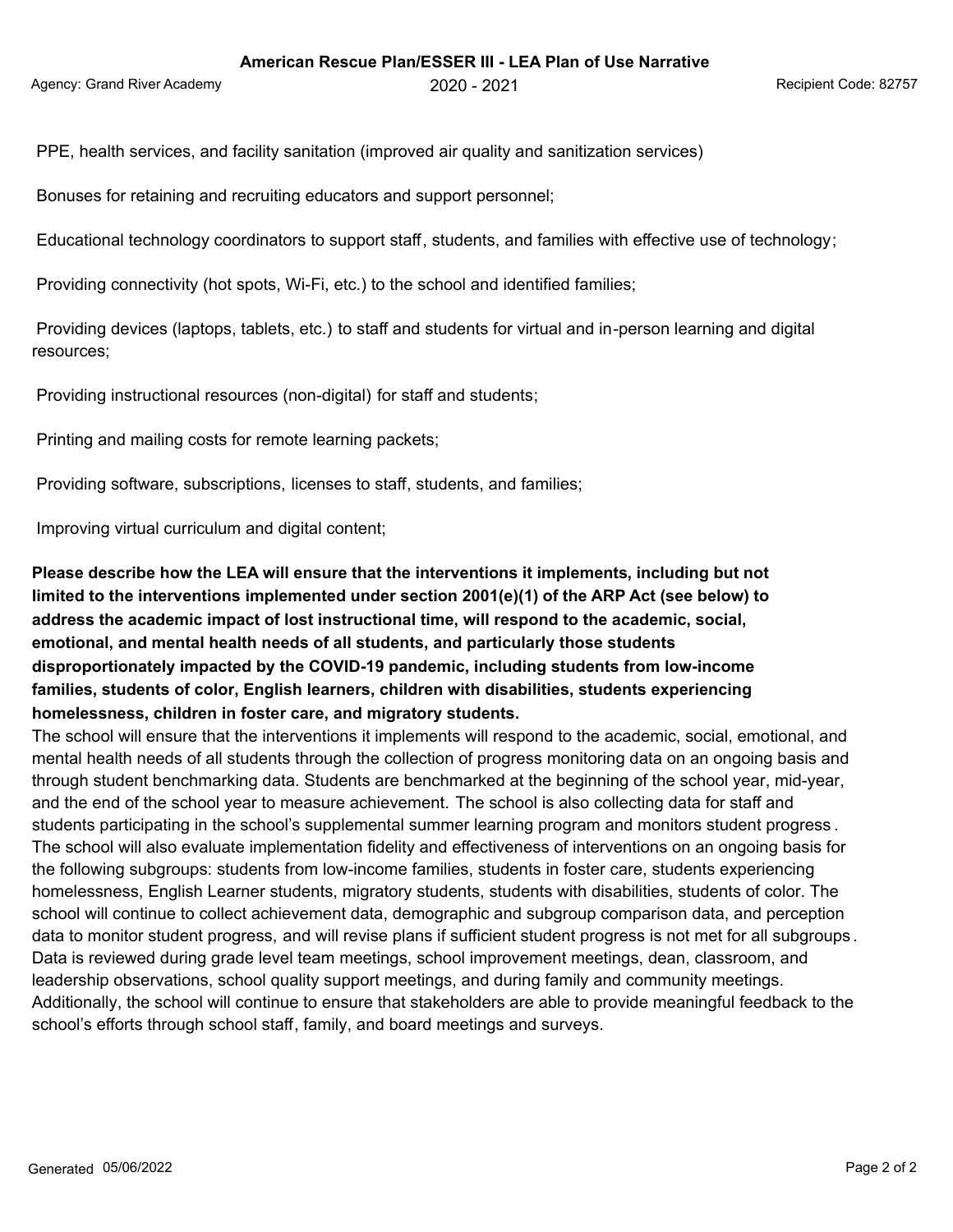PPE, health services, and facility sanitation (improved air quality and sanitization services)

Bonuses for retaining and recruiting educators and support personnel;

Educational technology coordinators to support staff, students, and families with effective use of technology;

Providing connectivity (hot spots, Wi-Fi, etc.) to the school and identified families;

Providing devices (laptops, tablets, etc.) to staff and students for virtual and in-person learning and digital resources;

Providing instructional resources (non-digital) for staff and students;

Printing and mailing costs for remote learning packets;

Providing software, subscriptions, licenses to staff, students, and families;

Improving virtual curriculum and digital content;

**Please describe how the LEA will ensure that the interventions it implements, including but not limited to the interventions implemented under section 2001(e)(1) of the ARP Act (see below) to address the academic impact of lost instructional time, will respond to the academic, social, emotional, and mental health needs of all students, and particularly those students disproportionately impacted by the COVID-19 pandemic, including students from low-income families, students of color, English learners, children with disabilities, students experiencing homelessness, children in foster care, and migratory students.**

The school will ensure that the interventions it implements will respond to the academic, social, emotional, and mental health needs of all students through the collection of progress monitoring data on an ongoing basis and through student benchmarking data. Students are benchmarked at the beginning of the school year, mid-year, and the end of the school year to measure achievement. The school is also collecting data for staff and students participating in the school's supplemental summer learning program and monitors student progress. The school will also evaluate implementation fidelity and effectiveness of interventions on an ongoing basis for the following subgroups: students from low-income families, students in foster care, students experiencing homelessness, English Learner students, migratory students, students with disabilities, students of color. The school will continue to collect achievement data, demographic and subgroup comparison data, and perception data to monitor student progress, and will revise plans if sufficient student progress is not met for all subgroups. Data is reviewed during grade level team meetings, school improvement meetings, dean, classroom, and leadership observations, school quality support meetings, and during family and community meetings. Additionally, the school will continue to ensure that stakeholders are able to provide meaningful feedback to the school's efforts through school staff, family, and board meetings and surveys.